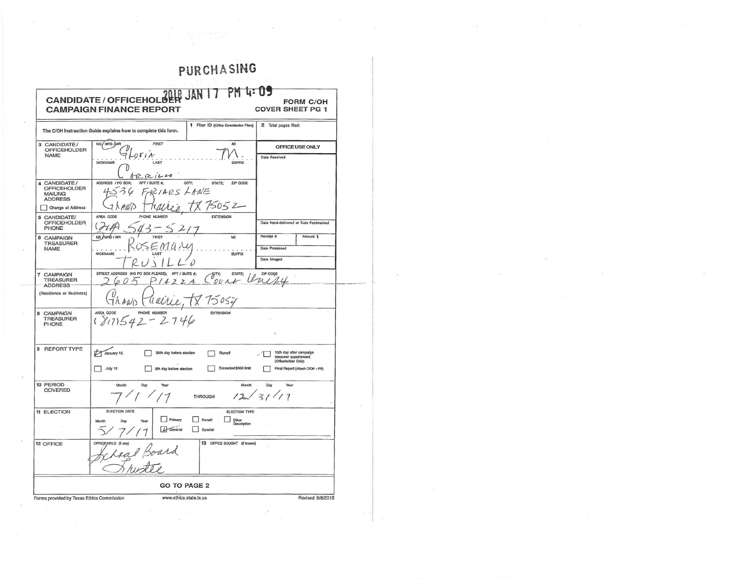PURCHASING

2018 JAN 17 PM 4:09

# CANDIDATE / OFFICEHOLDER CAMPAIGN FINANCE REPORT

**FORM C/OH COVER SHEET PG 1**

The C/OH Instruction Guide explains how to complete this form.

| | | | |
|---|---|---|---|
| **1** Filer ID (Ethics Commission Filers) | | **2** Total pages filed: | |
| **3 CANDIDATE / OFFICEHOLDER NAME** | MS / MRS / MR: MRS — FIRST: Gloria — MI: M. — NICKNAME: — LAST: Carrillo — SUFFIX: | **OFFICE USE ONLY** | Date Received |
| **4 CANDIDATE / OFFICEHOLDER MAILING ADDRESS** ☐ Change of Address | ADDRESS / PO BOX; APT / SUITE #; CITY; STATE; ZIP CODE: 4536 Friars Lane, Grand Prairie, TX 75052 | | |
| **5 CANDIDATE / OFFICEHOLDER PHONE** | AREA CODE / PHONE NUMBER / EXTENSION: (214) 543-5217 | | Date Hand-delivered or Date Postmarked |
| **6 CAMPAIGN TREASURER NAME** | MS / MRS / MR: MRS — FIRST: Rosemary — MI: — NICKNAME: — LAST: Trujillo — SUFFIX: | | Receipt # / Amount $ / Date Processed / Date Imaged |
| **7 CAMPAIGN TREASURER ADDRESS** (Residence or Business) | STREET ADDRESS (NO PO BOX PLEASE); APT / SUITE #; CITY; STATE; ZIP CODE: 2605 Piazza Court Unit 4, Grand Prairie, TX 75054 | | |
| **8 CAMPAIGN TREASURER PHONE** | AREA CODE / PHONE NUMBER / EXTENSION: (817) 542-2746 | | |

**9 REPORT TYPE**

- ☑ January 15
- ☐ July 15
- ☐ 30th day before election
- ☐ 8th day before election
- ☐ Runoff
- ☐ Exceeded $500 limit
- ☐ 15th day after campaign treasurer appointment (Officeholder Only)
- ☐ Final Report (Attach C/OH - FR)

**10 PERIOD COVERED**

Month / Day / Year: 7/1/17 THROUGH Month / Day / Year: 12/31/17

**11 ELECTION**

ELECTION DATE — Month / Day / Year: 5/7/17

ELECTION TYPE:
- ☐ Primary
- ☐ Runoff
- ☐ Other Description
- ☑ General
- ☐ Special

**12 OFFICE**

OFFICE HELD (if any): School Board Trustee

**13 OFFICE SOUGHT** (if known):

**GO TO PAGE 2**

Forms provided by Texas Ethics Commission — www.ethics.state.tx.us — Revised 9/8/2015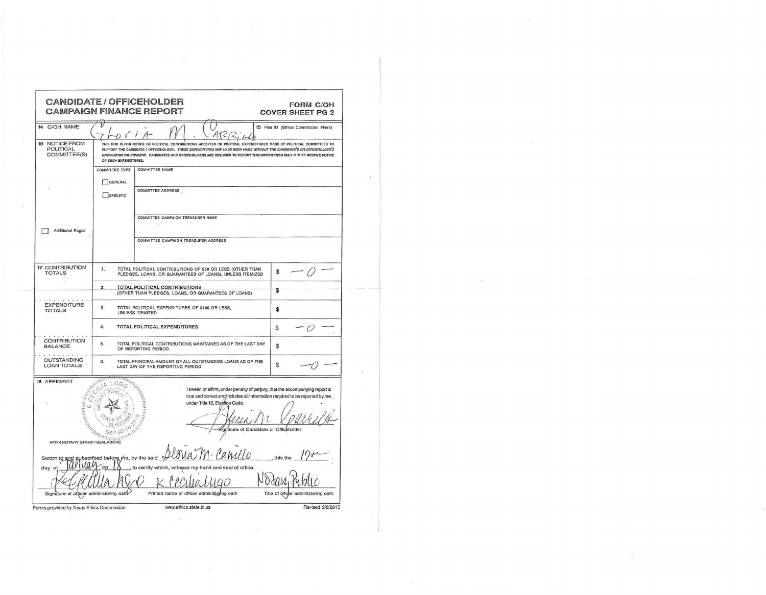# CANDIDATE / OFFICEHOLDER CAMPAIGN FINANCE REPORT

**FORM C/OH COVER SHEET PG 2**

| | | |
|---|---|---|
| 14 C/OH NAME | Gloria M. Carrillo | 15 Filer ID (Ethics Commission Filers) |

**16 NOTICE FROM POLITICAL COMMITTEE(S)**

THIS BOX IS FOR NOTICE OF POLITICAL CONTRIBUTIONS ACCEPTED OR POLITICAL EXPENDITURES MADE BY POLITICAL COMMITTEES TO SUPPORT THE CANDIDATE / OFFICEHOLDER. *THESE EXPENDITURES MAY HAVE BEEN MADE WITHOUT THE CANDIDATE'S OR OFFICEHOLDER'S KNOWLEDGE OR CONSENT.* CANDIDATES AND OFFICEHOLDERS ARE REQUIRED TO REPORT THIS INFORMATION ONLY IF THEY RECEIVE NOTICE OF SUCH EXPENDITURES.

| COMMITTEE TYPE | |
|---|---|
| ☐ GENERAL | COMMITTEE NAME |
| ☐ SPECIFIC | COMMITTEE ADDRESS |
| | COMMITTEE CAMPAIGN TREASURER NAME |
| | COMMITTEE CAMPAIGN TREASURER ADDRESS |

☐ Additional Pages

| | | | |
|---|---|---|---|
| 17 CONTRIBUTION TOTALS | 1. | TOTAL POLITICAL CONTRIBUTIONS OF $50 OR LESS (OTHER THAN PLEDGES, LOANS, OR GUARANTEES OF LOANS), UNLESS ITEMIZED | $ -0- |
| | 2. | TOTAL POLITICAL CONTRIBUTIONS (OTHER THAN PLEDGES, LOANS, OR GUARANTEES OF LOANS) | $ |
| EXPENDITURE TOTALS | 3. | TOTAL POLITICAL EXPENDITURES OF $100 OR LESS, UNLESS ITEMIZED | $ |
| | 4. | TOTAL POLITICAL EXPENDITURES | $ -0- |
| CONTRIBUTION BALANCE | 5. | TOTAL POLITICAL CONTRIBUTIONS MAINTAINED AS OF THE LAST DAY OF REPORTING PERIOD | $ |
| OUTSTANDING LOAN TOTALS | 6. | TOTAL PRINCIPAL AMOUNT OF ALL OUTSTANDING LOANS AS OF THE LAST DAY OF THE REPORTING PERIOD | $ -0- |

**18 AFFIDAVIT**

K CECILIA LUGO NOTARY PUBLIC STATE OF TEXAS ID 10255689 EXP. 08-16-2019

AFFIX NOTARY STAMP / SEALABOVE

I swear, or affirm, under penalty of perjury, that the accompanying report is true and correct and includes all information required to be reported by me under Title 15, Election Code.

Gloria M. Carrillo
Signature of Candidate or Officeholder

Sworn to and subscribed before me, by the said Gloria M. Carrillo, this the 17th day of January, 20 18, to certify which, witness my hand and seal of office.

| K. Cecilia Lugo | K. Cecilia Lugo | Notary Public |
|---|---|---|
| Signature of officer administering oath | Printed name of officer administering oath | Title of officer administering oath |

Forms provided by Texas Ethics Commission www.ethics.state.tx.us Revised 9/8/2015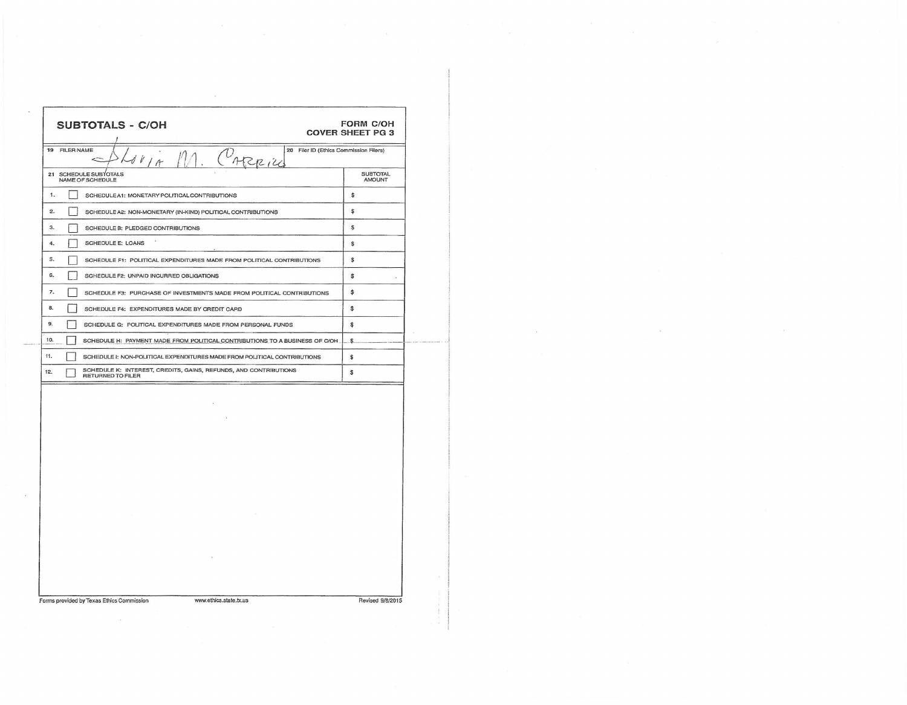## SUBTOTALS - C/OH

**FORM C/OH**
**COVER SHEET PG 3**

| 19 FILER NAME | 20 Filer ID (Ethics Commission Filers) |
|---|---|
| Gloria M. Carrizo | |

| 21 SCHEDULE SUBTOTALS NAME OF SCHEDULE | | | SUBTOTAL AMOUNT |
|---|---|---|---|
| 1. | ☐ | SCHEDULE A1: MONETARY POLITICAL CONTRIBUTIONS | $ |
| 2. | ☐ | SCHEDULE A2: NON-MONETARY (IN-KIND) POLITICAL CONTRIBUTIONS | $ |
| 3. | ☐ | SCHEDULE B: PLEDGED CONTRIBUTIONS | $ |
| 4. | ☐ | SCHEDULE E: LOANS | $ |
| 5. | ☐ | SCHEDULE F1: POLITICAL EXPENDITURES MADE FROM POLITICAL CONTRIBUTIONS | $ |
| 6. | ☐ | SCHEDULE F2: UNPAID INCURRED OBLIGATIONS | $ |
| 7. | ☐ | SCHEDULE F3: PURCHASE OF INVESTMENTS MADE FROM POLITICAL CONTRIBUTIONS | $ |
| 8. | ☐ | SCHEDULE F4: EXPENDITURES MADE BY CREDIT CARD | $ |
| 9. | ☐ | SCHEDULE G: POLITICAL EXPENDITURES MADE FROM PERSONAL FUNDS | $ |
| 10. | ☐ | SCHEDULE H: PAYMENT MADE FROM POLITICAL CONTRIBUTIONS TO A BUSINESS OF C/OH | $ |
| 11. | ☐ | SCHEDULE I: NON-POLITICAL EXPENDITURES MADE FROM POLITICAL CONTRIBUTIONS | $ |
| 12. | ☐ | SCHEDULE K: INTEREST, CREDITS, GAINS, REFUNDS, AND CONTRIBUTIONS RETURNED TO FILER | $ |

Forms provided by Texas Ethics Commission www.ethics.state.tx.us Revised 9/8/2015